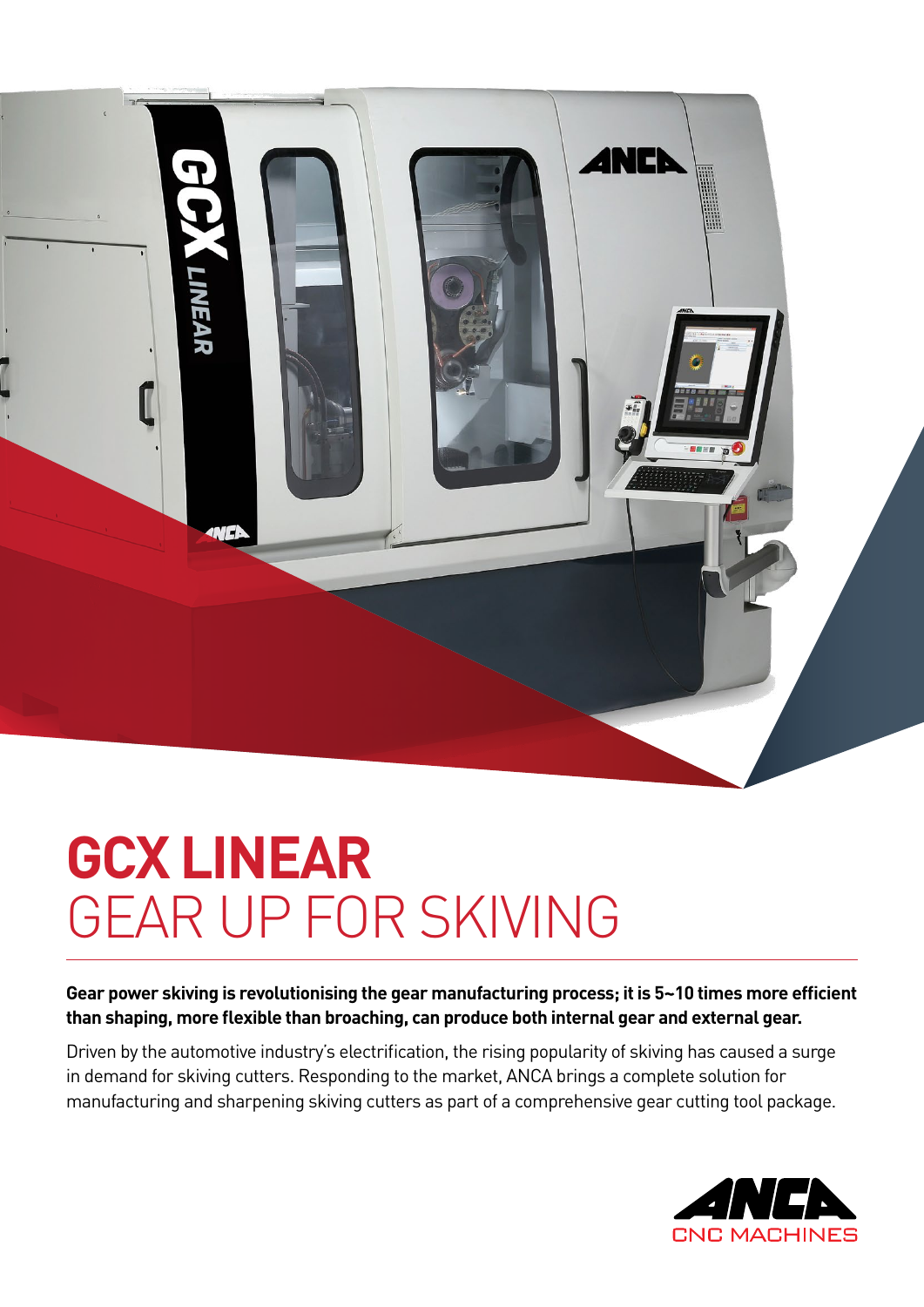# GCX LINEAR
## GEAR UP FOR SKIVING

**Gear power skiving is revolutionising the gear manufacturing process; it is 5~10 times more efficient than shaping, more flexible than broaching, can produce both internal gear and external gear.**

Driven by the automotive industry's electrification, the rising popularity of skiving has caused a surge in demand for skiving cutters. Responding to the market, ANCA brings a complete solution for manufacturing and sharpening skiving cutters as part of a comprehensive gear cutting tool package.

ANCA CNC MACHINES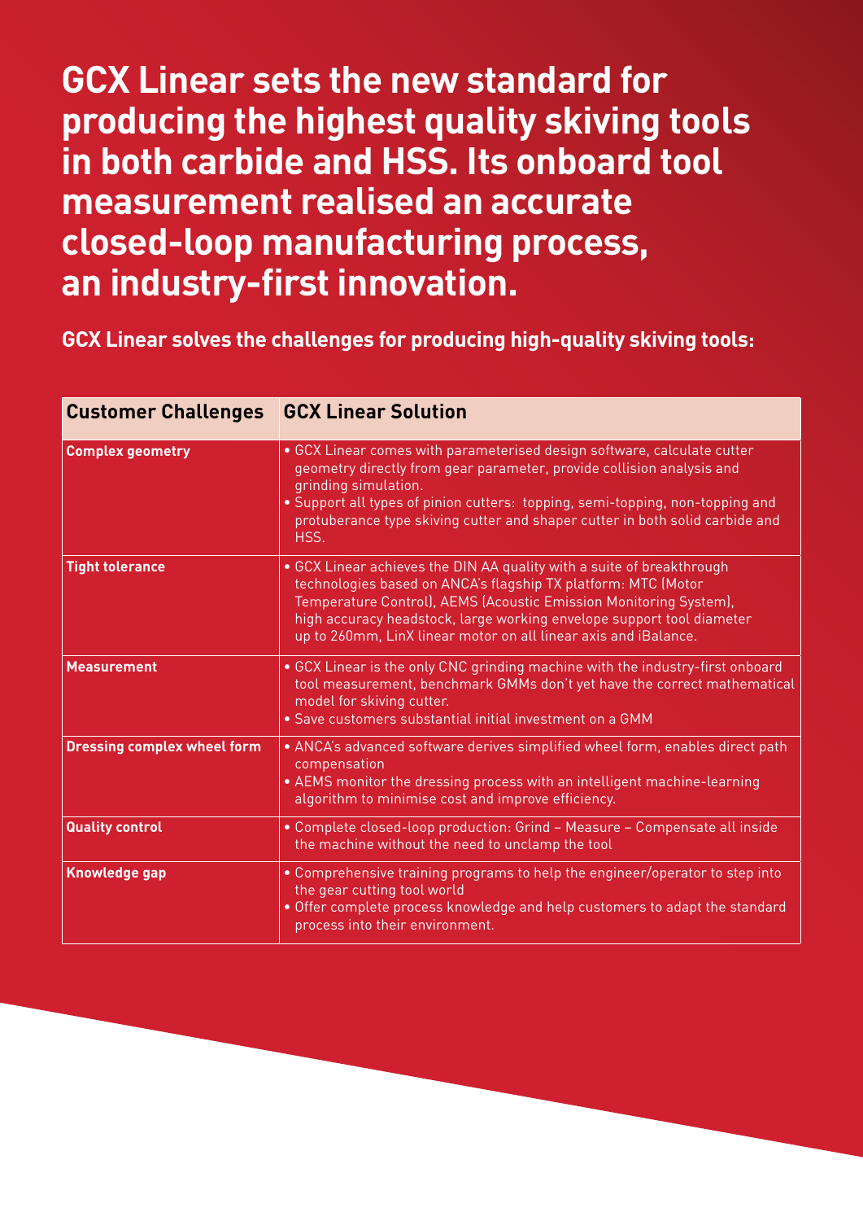# GCX Linear sets the new standard for producing the highest quality skiving tools in both carbide and HSS. Its onboard tool measurement realised an accurate closed-loop manufacturing process, an industry-first innovation.

**GCX Linear solves the challenges for producing high-quality skiving tools:**

| Customer Challenges | GCX Linear Solution |
|---|---|
| **Complex geometry** | • GCX Linear comes with parameterised design software, calculate cutter geometry directly from gear parameter, provide collision analysis and grinding simulation.<br>• Support all types of pinion cutters: topping, semi-topping, non-topping and protuberance type skiving cutter and shaper cutter in both solid carbide and HSS. |
| **Tight tolerance** | • GCX Linear achieves the DIN AA quality with a suite of breakthrough technologies based on ANCA's flagship TX platform: MTC (Motor Temperature Control), AEMS (Acoustic Emission Monitoring System), high accuracy headstock, large working envelope support tool diameter up to 260mm, LinX linear motor on all linear axis and iBalance. |
| **Measurement** | • GCX Linear is the only CNC grinding machine with the industry-first onboard tool measurement, benchmark GMMs don't yet have the correct mathematical model for skiving cutter.<br>• Save customers substantial initial investment on a GMM |
| **Dressing complex wheel form** | • ANCA's advanced software derives simplified wheel form, enables direct path compensation<br>• AEMS monitor the dressing process with an intelligent machine-learning algorithm to minimise cost and improve efficiency. |
| **Quality control** | • Complete closed-loop production: Grind – Measure – Compensate all inside the machine without the need to unclamp the tool |
| **Knowledge gap** | • Comprehensive training programs to help the engineer/operator to step into the gear cutting tool world<br>• Offer complete process knowledge and help customers to adapt the standard process into their environment. |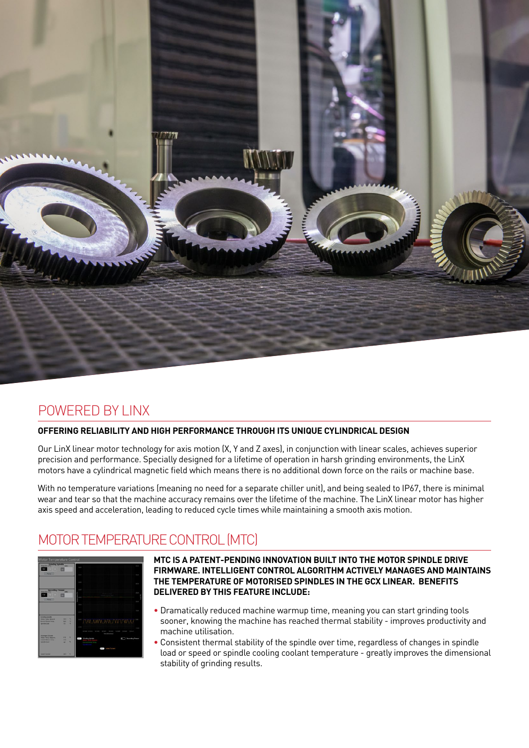## POWERED BY LINX

**OFFERING RELIABILITY AND HIGH PERFORMANCE THROUGH ITS UNIQUE CYLINDRICAL DESIGN**

Our LinX linear motor technology for axis motion (X, Y and Z axes), in conjunction with linear scales, achieves superior precision and performance. Specially designed for a lifetime of operation in harsh grinding environments, the LinX motors have a cylindrical magnetic field which means there is no additional down force on the rails or machine base.

With no temperature variations (meaning no need for a separate chiller unit), and being sealed to IP67, there is minimal wear and tear so that the machine accuracy remains over the lifetime of the machine. The LinX linear motor has higher axis speed and acceleration, leading to reduced cycle times while maintaining a smooth axis motion.

## MOTOR TEMPERATURE CONTROL (MTC)

**MTC IS A PATENT-PENDING INNOVATION BUILT INTO THE MOTOR SPINDLE DRIVE FIRMWARE. INTELLIGENT CONTROL ALGORITHM ACTIVELY MANAGES AND MAINTAINS THE TEMPERATURE OF MOTORISED SPINDLES IN THE GCX LINEAR. BENEFITS DELIVERED BY THIS FEATURE INCLUDE:**

- Dramatically reduced machine warmup time, meaning you can start grinding tools sooner, knowing the machine has reached thermal stability - improves productivity and machine utilisation.
- Consistent thermal stability of the spindle over time, regardless of changes in spindle load or speed or spindle cooling coolant temperature - greatly improves the dimensional stability of grinding results.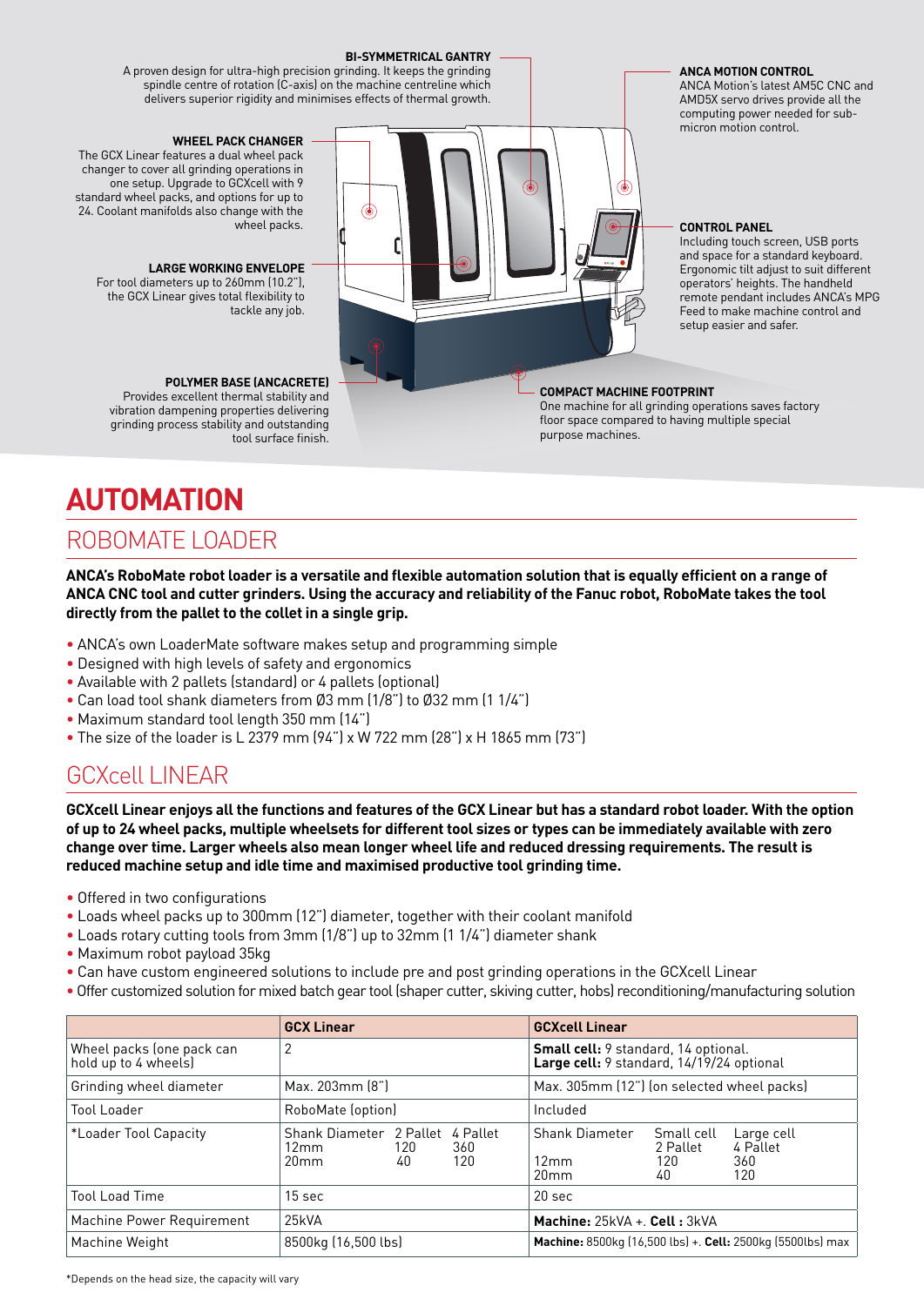**BI-SYMMETRICAL GANTRY**
A proven design for ultra-high precision grinding. It keeps the grinding spindle centre of rotation (C-axis) on the machine centreline which delivers superior rigidity and minimises effects of thermal growth.

**ANCA MOTION CONTROL**
ANCA Motion's latest AM5C CNC and AMD5X servo drives provide all the computing power needed for sub-micron motion control.

**WHEEL PACK CHANGER**
The GCX Linear features a dual wheel pack changer to cover all grinding operations in one setup. Upgrade to GCXcell with 9 standard wheel packs, and options for up to 24. Coolant manifolds also change with the wheel packs.

**CONTROL PANEL**
Including touch screen, USB ports and space for a standard keyboard. Ergonomic tilt adjust to suit different operators' heights. The handheld remote pendant includes ANCA's MPG Feed to make machine control and setup easier and safer.

**LARGE WORKING ENVELOPE**
For tool diameters up to 260mm (10.2"), the GCX Linear gives total flexibility to tackle any job.

**POLYMER BASE (ANCACRETE)**
Provides excellent thermal stability and vibration dampening properties delivering grinding process stability and outstanding tool surface finish.

**COMPACT MACHINE FOOTPRINT**
One machine for all grinding operations saves factory floor space compared to having multiple special purpose machines.

# AUTOMATION

## ROBOMATE LOADER

**ANCA's RoboMate robot loader is a versatile and flexible automation solution that is equally efficient on a range of ANCA CNC tool and cutter grinders. Using the accuracy and reliability of the Fanuc robot, RoboMate takes the tool directly from the pallet to the collet in a single grip.**

- ANCA's own LoaderMate software makes setup and programming simple
- Designed with high levels of safety and ergonomics
- Available with 2 pallets (standard) or 4 pallets (optional)
- Can load tool shank diameters from Ø3 mm (1/8") to Ø32 mm (1 1/4")
- Maximum standard tool length 350 mm (14")
- The size of the loader is L 2379 mm (94") x W 722 mm (28") x H 1865 mm (73")

## GCXcell LINEAR

**GCXcell Linear enjoys all the functions and features of the GCX Linear but has a standard robot loader. With the option of up to 24 wheel packs, multiple wheelsets for different tool sizes or types can be immediately available with zero change over time. Larger wheels also mean longer wheel life and reduced dressing requirements. The result is reduced machine setup and idle time and maximised productive tool grinding time.**

- Offered in two configurations
- Loads wheel packs up to 300mm (12") diameter, together with their coolant manifold
- Loads rotary cutting tools from 3mm (1/8") up to 32mm (1 1/4") diameter shank
- Maximum robot payload 35kg
- Can have custom engineered solutions to include pre and post grinding operations in the GCXcell Linear
- Offer customized solution for mixed batch gear tool (shaper cutter, skiving cutter, hobs) reconditioning/manufacturing solution

| | GCX Linear | GCXcell Linear |
|---|---|---|
| Wheel packs (one pack can hold up to 4 wheels) | 2 | **Small cell:** 9 standard, 14 optional.<br>**Large cell:** 9 standard, 14/19/24 optional |
| Grinding wheel diameter | Max. 203mm (8") | Max. 305mm (12") (on selected wheel packs) |
| Tool Loader | RoboMate (option) | Included |
| *Loader Tool Capacity | Shank Diameter / 2 Pallet / 4 Pallet<br>12mm / 120 / 360<br>20mm / 40 / 120 | Shank Diameter / Small cell 2 Pallet / Large cell 4 Pallet<br>12mm / 120 / 360<br>20mm / 40 / 120 |
| Tool Load Time | 15 sec | 20 sec |
| Machine Power Requirement | 25kVA | **Machine:** 25kVA +. **Cell :** 3kVA |
| Machine Weight | 8500kg (16,500 lbs) | **Machine:** 8500kg (16,500 lbs) +. **Cell:** 2500kg (5500lbs) max |

*Depends on the head size, the capacity will vary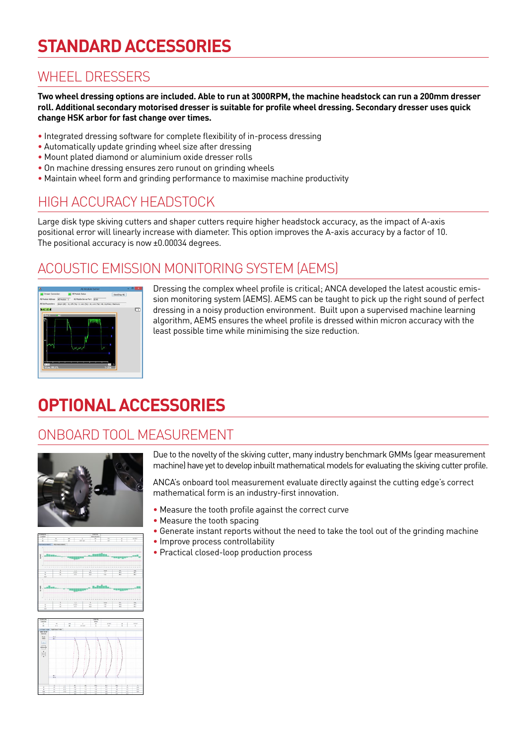# STANDARD ACCESSORIES

## WHEEL DRESSERS

**Two wheel dressing options are included. Able to run at 3000RPM, the machine headstock can run a 200mm dresser roll. Additional secondary motorised dresser is suitable for profile wheel dressing. Secondary dresser uses quick change HSK arbor for fast change over times.**

- Integrated dressing software for complete flexibility of in-process dressing
- Automatically update grinding wheel size after dressing
- Mount plated diamond or aluminium oxide dresser rolls
- On machine dressing ensures zero runout on grinding wheels
- Maintain wheel form and grinding performance to maximise machine productivity

## HIGH ACCURACY HEADSTOCK

Large disk type skiving cutters and shaper cutters require higher headstock accuracy, as the impact of A-axis positional error will linearly increase with diameter. This option improves the A-axis accuracy by a factor of 10. The positional accuracy is now ±0.00034 degrees.

## ACOUSTIC EMISSION MONITORING SYSTEM (AEMS)

Dressing the complex wheel profile is critical; ANCA developed the latest acoustic emission monitoring system (AEMS). AEMS can be taught to pick up the right sound of perfect dressing in a noisy production environment. Built upon a supervised machine learning algorithm, AEMS ensures the wheel profile is dressed within micron accuracy with the least possible time while minimising the size reduction.

# OPTIONAL ACCESSORIES

## ONBOARD TOOL MEASUREMENT

Due to the novelty of the skiving cutter, many industry benchmark GMMs (gear measurement machine) have yet to develop inbuilt mathematical models for evaluating the skiving cutter profile.

ANCA's onboard tool measurement evaluate directly against the cutting edge's correct mathematical form is an industry-first innovation.

- Measure the tooth profile against the correct curve
- Measure the tooth spacing
- Generate instant reports without the need to take the tool out of the grinding machine
- Improve process controllability
- Practical closed-loop production process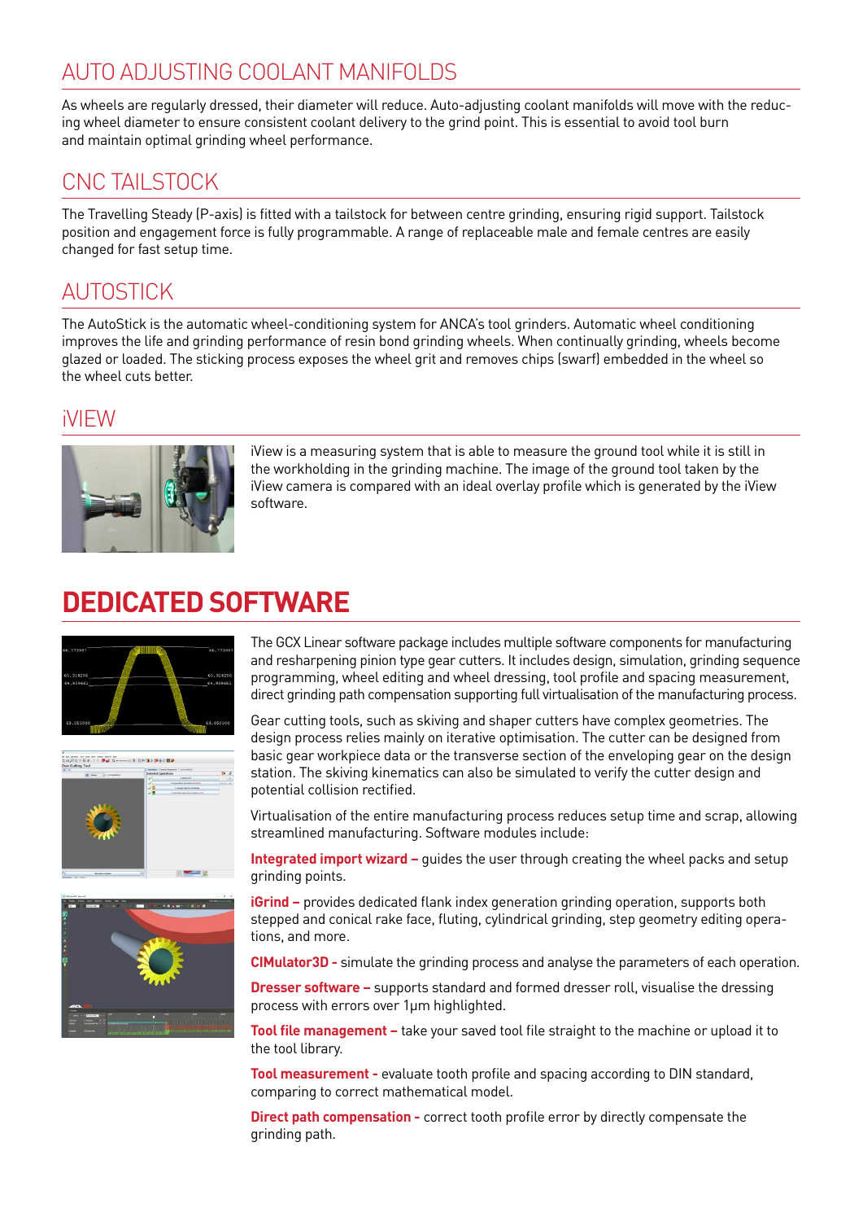## AUTO ADJUSTING COOLANT MANIFOLDS

As wheels are regularly dressed, their diameter will reduce. Auto-adjusting coolant manifolds will move with the reducing wheel diameter to ensure consistent coolant delivery to the grind point. This is essential to avoid tool burn and maintain optimal grinding wheel performance.

## CNC TAILSTOCK

The Travelling Steady (P-axis) is fitted with a tailstock for between centre grinding, ensuring rigid support. Tailstock position and engagement force is fully programmable. A range of replaceable male and female centres are easily changed for fast setup time.

## AUTOSTICK

The AutoStick is the automatic wheel-conditioning system for ANCA's tool grinders. Automatic wheel conditioning improves the life and grinding performance of resin bond grinding wheels. When continually grinding, wheels become glazed or loaded. The sticking process exposes the wheel grit and removes chips (swarf) embedded in the wheel so the wheel cuts better.

## iVIEW

iView is a measuring system that is able to measure the ground tool while it is still in the workholding in the grinding machine. The image of the ground tool taken by the iView camera is compared with an ideal overlay profile which is generated by the iView software.

# DEDICATED SOFTWARE

The GCX Linear software package includes multiple software components for manufacturing and resharpening pinion type gear cutters. It includes design, simulation, grinding sequence programming, wheel editing and wheel dressing, tool profile and spacing measurement, direct grinding path compensation supporting full virtualisation of the manufacturing process.

Gear cutting tools, such as skiving and shaper cutters have complex geometries. The design process relies mainly on iterative optimisation. The cutter can be designed from basic gear workpiece data or the transverse section of the enveloping gear on the design station. The skiving kinematics can also be simulated to verify the cutter design and potential collision rectified.

Virtualisation of the entire manufacturing process reduces setup time and scrap, allowing streamlined manufacturing. Software modules include:

**Integrated import wizard –** guides the user through creating the wheel packs and setup grinding points.

**iGrind –** provides dedicated flank index generation grinding operation, supports both stepped and conical rake face, fluting, cylindrical grinding, step geometry editing operations, and more.

**CIMulator3D -** simulate the grinding process and analyse the parameters of each operation.

**Dresser software –** supports standard and formed dresser roll, visualise the dressing process with errors over 1µm highlighted.

**Tool file management –** take your saved tool file straight to the machine or upload it to the tool library.

**Tool measurement -** evaluate tooth profile and spacing according to DIN standard, comparing to correct mathematical model.

**Direct path compensation -** correct tooth profile error by directly compensate the grinding path.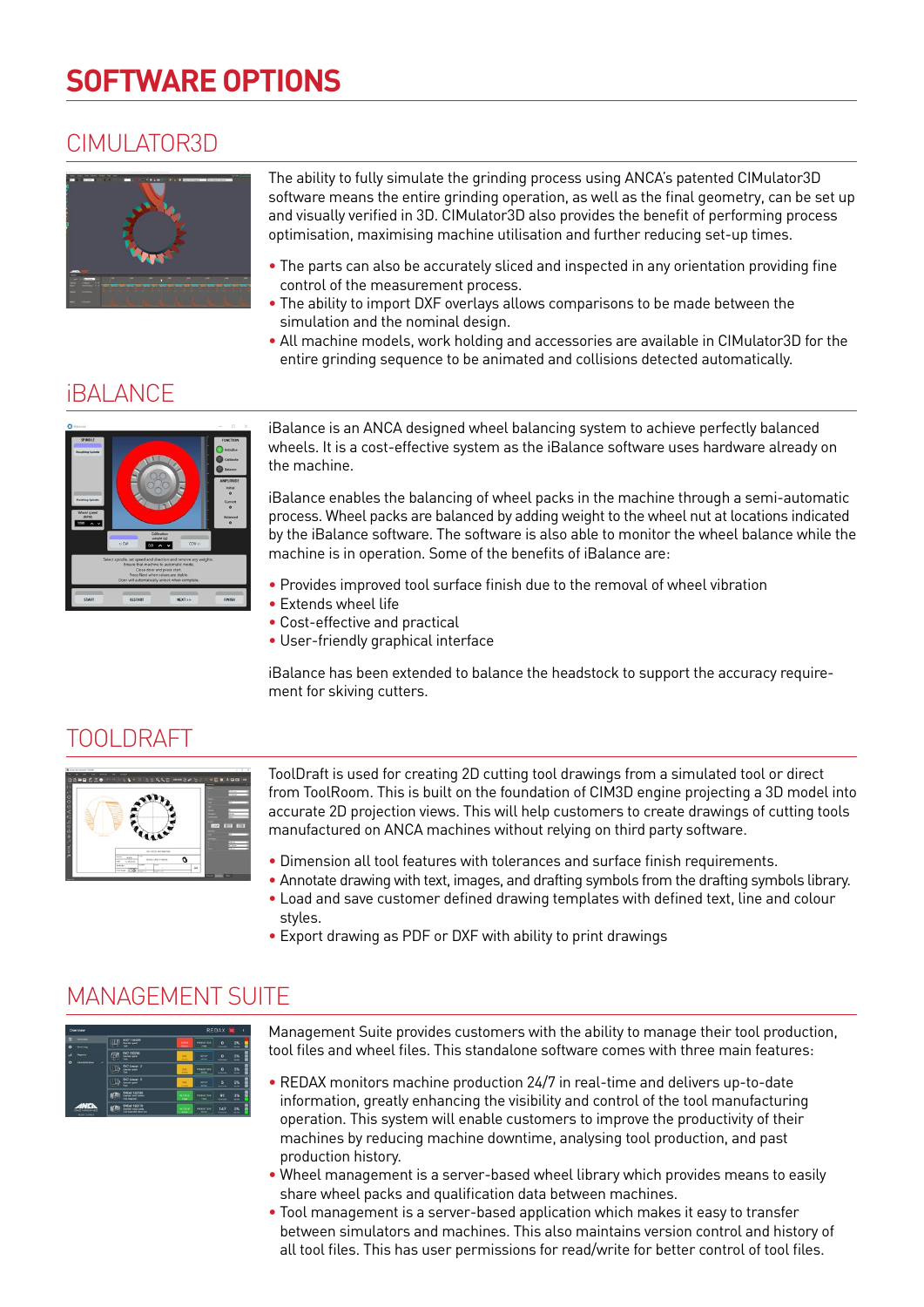# SOFTWARE OPTIONS

## CIMULATOR3D

The ability to fully simulate the grinding process using ANCA's patented CIMulator3D software means the entire grinding operation, as well as the final geometry, can be set up and visually verified in 3D. CIMulator3D also provides the benefit of performing process optimisation, maximising machine utilisation and further reducing set-up times.

- The parts can also be accurately sliced and inspected in any orientation providing fine control of the measurement process.
- The ability to import DXF overlays allows comparisons to be made between the simulation and the nominal design.
- All machine models, work holding and accessories are available in CIMulator3D for the entire grinding sequence to be animated and collisions detected automatically.

## iBALANCE

iBalance is an ANCA designed wheel balancing system to achieve perfectly balanced wheels. It is a cost-effective system as the iBalance software uses hardware already on the machine.

iBalance enables the balancing of wheel packs in the machine through a semi-automatic process. Wheel packs are balanced by adding weight to the wheel nut at locations indicated by the iBalance software. The software is also able to monitor the wheel balance while the machine is in operation. Some of the benefits of iBalance are:

- Provides improved tool surface finish due to the removal of wheel vibration
- Extends wheel life
- Cost-effective and practical
- User-friendly graphical interface

iBalance has been extended to balance the headstock to support the accuracy requirement for skiving cutters.

## TOOLDRAFT

ToolDraft is used for creating 2D cutting tool drawings from a simulated tool or direct from ToolRoom. This is built on the foundation of CIM3D engine projecting a 3D model into accurate 2D projection views. This will help customers to create drawings of cutting tools manufactured on ANCA machines without relying on third party software.

- Dimension all tool features with tolerances and surface finish requirements.
- Annotate drawing with text, images, and drafting symbols from the drafting symbols library.
- Load and save customer defined drawing templates with defined text, line and colour styles.
- Export drawing as PDF or DXF with ability to print drawings

## MANAGEMENT SUITE

Management Suite provides customers with the ability to manage their tool production, tool files and wheel files. This standalone software comes with three main features:

- REDAX monitors machine production 24/7 in real-time and delivers up-to-date information, greatly enhancing the visibility and control of the tool manufacturing operation. This system will enable customers to improve the productivity of their machines by reducing machine downtime, analysing tool production, and past production history.
- Wheel management is a server-based wheel library which provides means to easily share wheel packs and qualification data between machines.
- Tool management is a server-based application which makes it easy to transfer between simulators and machines. This also maintains version control and history of all tool files. This has user permissions for read/write for better control of tool files.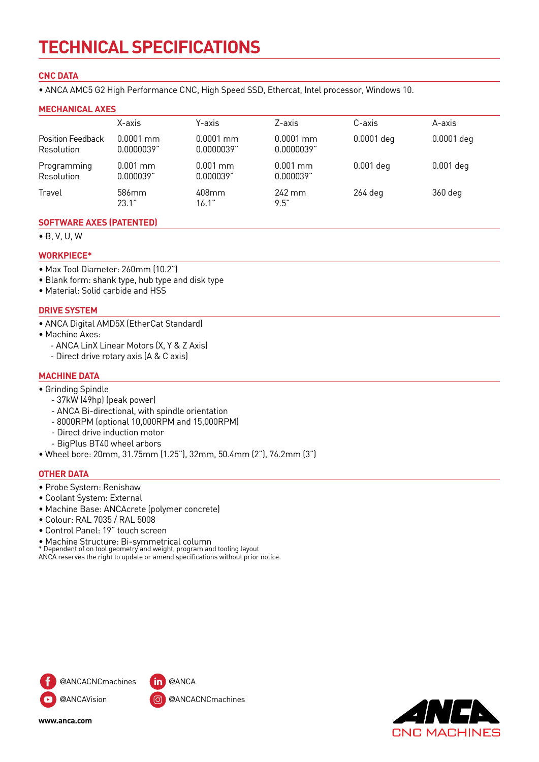# TECHNICAL SPECIFICATIONS

## CNC DATA

• ANCA AMC5 G2 High Performance CNC, High Speed SSD, Ethercat, Intel processor, Windows 10.

## MECHANICAL AXES

| | X-axis | Y-axis | Z-axis | C-axis | A-axis |
|---|---|---|---|---|---|
| Position Feedback Resolution | 0.0001 mm 0.0000039" | 0.0001 mm 0.0000039" | 0.0001 mm 0.0000039" | 0.0001 deg | 0.0001 deg |
| Programming Resolution | 0.001 mm 0.000039" | 0.001 mm 0.000039" | 0.001 mm 0.000039" | 0.001 deg | 0.001 deg |
| Travel | 586mm 23.1" | 408mm 16.1" | 242 mm 9.5" | 264 deg | 360 deg |

## SOFTWARE AXES (PATENTED)

• B, V, U, W

## WORKPIECE*

• Max Tool Diameter: 260mm (10.2")
• Blank form: shank type, hub type and disk type
• Material: Solid carbide and HSS

## DRIVE SYSTEM

• ANCA Digital AMD5X (EtherCat Standard)
• Machine Axes:
  - ANCA LinX Linear Motors (X, Y & Z Axis)
  - Direct drive rotary axis (A & C axis)

## MACHINE DATA

• Grinding Spindle
  - 37kW (49hp) (peak power)
  - ANCA Bi-directional, with spindle orientation
  - 8000RPM (optional 10,000RPM and 15,000RPM)
  - Direct drive induction motor
  - BigPlus BT40 wheel arbors
• Wheel bore: 20mm, 31.75mm (1.25"), 32mm, 50.4mm (2"), 76.2mm (3")

## OTHER DATA

• Probe System: Renishaw
• Coolant System: External
• Machine Base: ANCAcrete (polymer concrete)
• Colour: RAL 7035 / RAL 5008
• Control Panel: 19" touch screen
• Machine Structure: Bi-symmetrical column

* Dependent of on tool geometry and weight, program and tooling layout
ANCA reserves the right to update or amend specifications without prior notice.

@ANCACNCmachines
@ANCA
@ANCAVision
@ANCACNCmachines

**www.anca.com**

ANCA CNC MACHINES